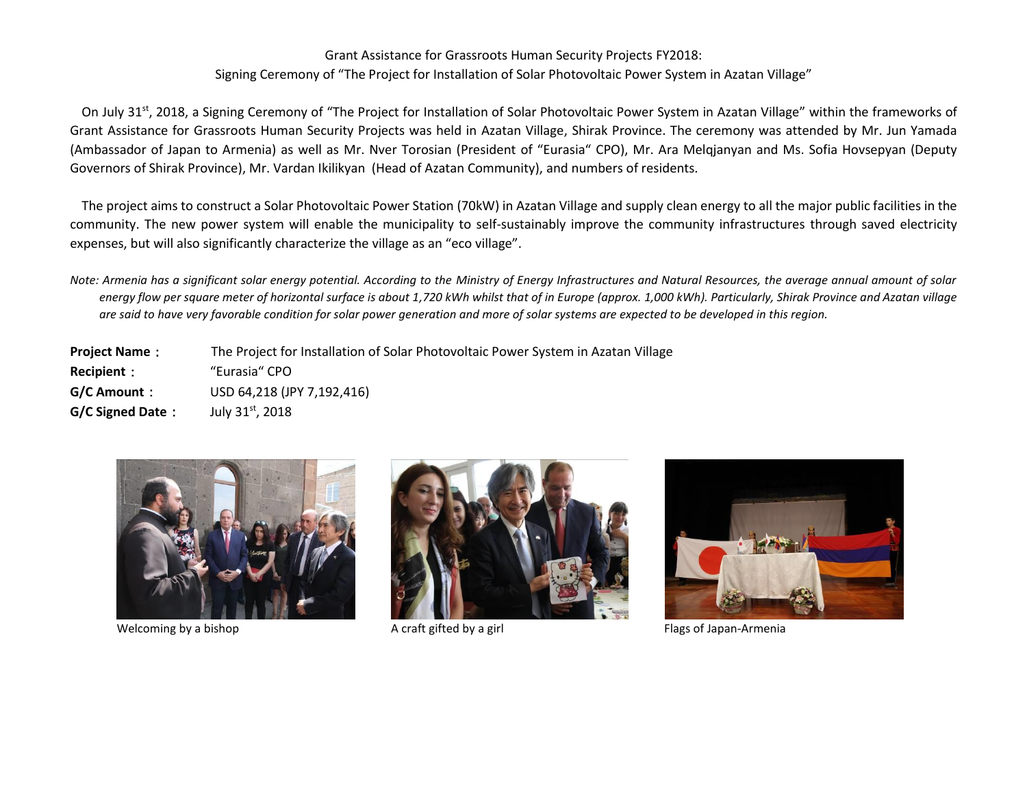# Grant Assistance for Grassroots Human Security Projects FY2018:
## Signing Ceremony of "The Project for Installation of Solar Photovoltaic Power System in Azatan Village"

On July 31st, 2018, a Signing Ceremony of "The Project for Installation of Solar Photovoltaic Power System in Azatan Village" within the frameworks of Grant Assistance for Grassroots Human Security Projects was held in Azatan Village, Shirak Province. The ceremony was attended by Mr. Jun Yamada (Ambassador of Japan to Armenia) as well as Mr. Nver Torosian (President of "Eurasia" CPO), Mr. Ara Melqjanyan and Ms. Sofia Hovsepyan (Deputy Governors of Shirak Province), Mr. Vardan Ikilikyan (Head of Azatan Community), and numbers of residents.

The project aims to construct a Solar Photovoltaic Power Station (70kW) in Azatan Village and supply clean energy to all the major public facilities in the community. The new power system will enable the municipality to self-sustainably improve the community infrastructures through saved electricity expenses, but will also significantly characterize the village as an "eco village".

*Note: Armenia has a significant solar energy potential. According to the Ministry of Energy Infrastructures and Natural Resources, the average annual amount of solar energy flow per square meter of horizontal surface is about 1,720 kWh whilst that of in Europe (approx. 1,000 kWh). Particularly, Shirak Province and Azatan village are said to have very favorable condition for solar power generation and more of solar systems are expected to be developed in this region.*

**Project Name：** The Project for Installation of Solar Photovoltaic Power System in Azatan Village
**Recipient：** "Eurasia" CPO
**G/C Amount：** USD 64,218 (JPY 7,192,416)
**G/C Signed Date：** July 31st, 2018

Welcoming by a bishop

A craft gifted by a girl

Flags of Japan-Armenia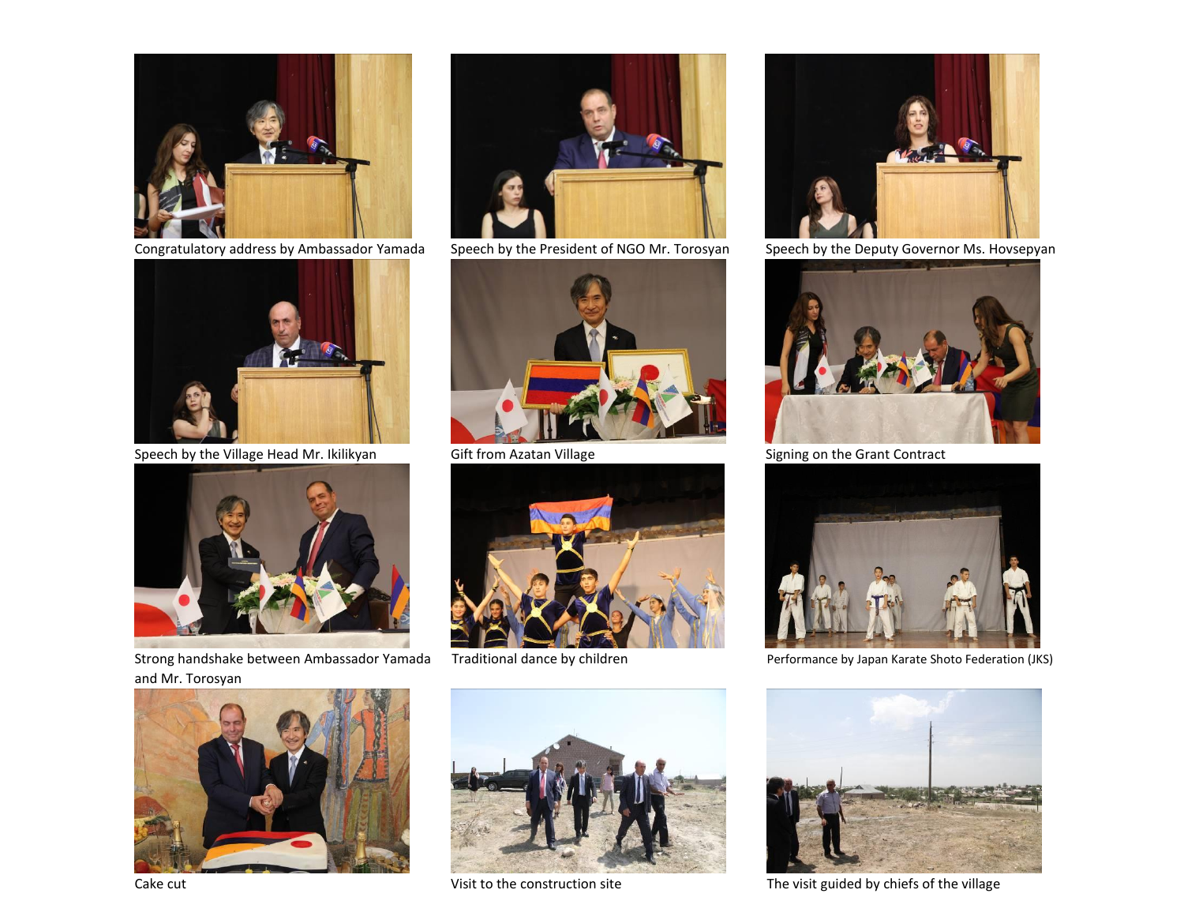Congratulatory address by Ambassador Yamada

Speech by the President of NGO Mr. Torosyan

Speech by the Deputy Governor Ms. Hovsepyan

Speech by the Village Head Mr. Ikilikyan

Gift from Azatan Village

Signing on the Grant Contract

Strong handshake between Ambassador Yamada and Mr. Torosyan

Traditional dance by children

Performance by Japan Karate Shoto Federation (JKS)

Cake cut

Visit to the construction site

The visit guided by chiefs of the village